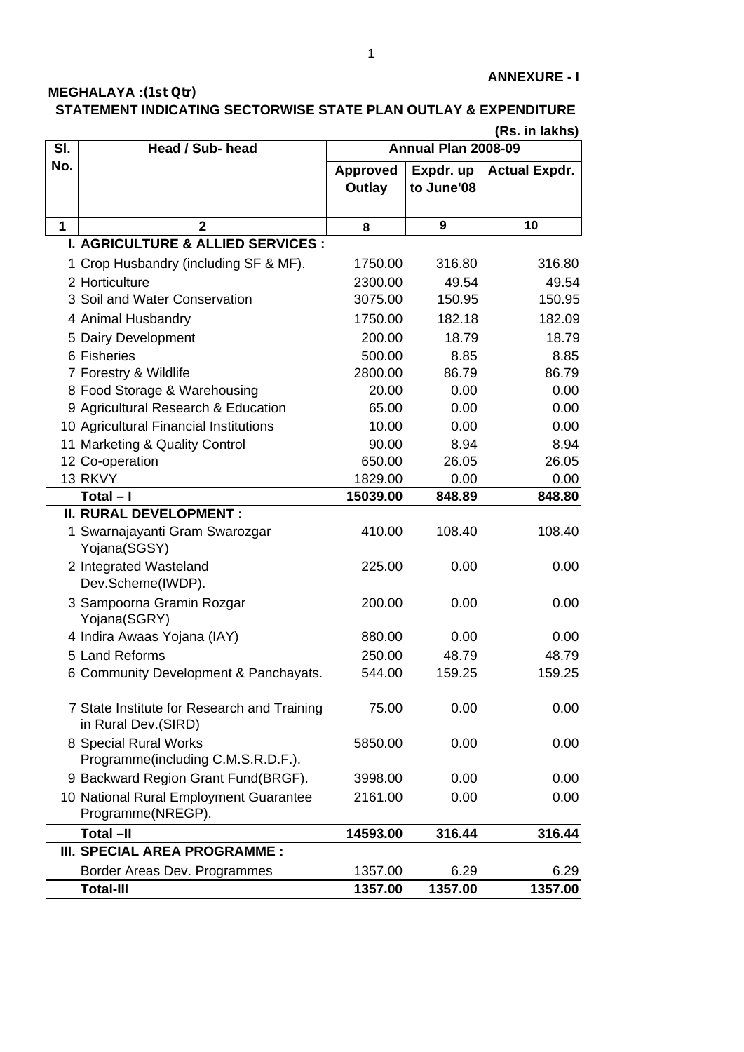**ANNEXURE - I**

**MEGHALAYA :(1st Qtr)**

**STATEMENT INDICATING SECTORWISE STATE PLAN OUTLAY & EXPENDITURE**

**(Rs. in lakhs)**

| Sl. No. | Head / Sub- head | Annual Plan 2008-09 | | |
|---|---|---|---|---|
| | | Approved Outlay | Expdr. up to June'08 | Actual Expdr. |
| 1 | 2 | 8 | 9 | 10 |
| | **I. AGRICULTURE & ALLIED SERVICES :** | | | |
| 1 | Crop Husbandry (including SF & MF). | 1750.00 | 316.80 | 316.80 |
| 2 | Horticulture | 2300.00 | 49.54 | 49.54 |
| 3 | Soil and Water Conservation | 3075.00 | 150.95 | 150.95 |
| 4 | Animal Husbandry | 1750.00 | 182.18 | 182.09 |
| 5 | Dairy Development | 200.00 | 18.79 | 18.79 |
| 6 | Fisheries | 500.00 | 8.85 | 8.85 |
| 7 | Forestry & Wildlife | 2800.00 | 86.79 | 86.79 |
| 8 | Food Storage & Warehousing | 20.00 | 0.00 | 0.00 |
| 9 | Agricultural Research & Education | 65.00 | 0.00 | 0.00 |
| 10 | Agricultural Financial Institutions | 10.00 | 0.00 | 0.00 |
| 11 | Marketing & Quality Control | 90.00 | 8.94 | 8.94 |
| 12 | Co-operation | 650.00 | 26.05 | 26.05 |
| 13 | RKVY | 1829.00 | 0.00 | 0.00 |
| | **Total – I** | **15039.00** | **848.89** | **848.80** |
| | **II. RURAL DEVELOPMENT :** | | | |
| 1 | Swarnajayanti Gram Swarozgar Yojana(SGSY) | 410.00 | 108.40 | 108.40 |
| 2 | Integrated Wasteland Dev.Scheme(IWDP). | 225.00 | 0.00 | 0.00 |
| 3 | Sampoorna Gramin Rozgar Yojana(SGRY) | 200.00 | 0.00 | 0.00 |
| 4 | Indira Awaas Yojana (IAY) | 880.00 | 0.00 | 0.00 |
| 5 | Land Reforms | 250.00 | 48.79 | 48.79 |
| 6 | Community Development & Panchayats. | 544.00 | 159.25 | 159.25 |
| 7 | State Institute for Research and Training in Rural Dev.(SIRD) | 75.00 | 0.00 | 0.00 |
| 8 | Special Rural Works Programme(including C.M.S.R.D.F.). | 5850.00 | 0.00 | 0.00 |
| 9 | Backward Region Grant Fund(BRGF). | 3998.00 | 0.00 | 0.00 |
| 10 | National Rural Employment Guarantee Programme(NREGP). | 2161.00 | 0.00 | 0.00 |
| | **Total –II** | **14593.00** | **316.44** | **316.44** |
| | **III. SPECIAL AREA PROGRAMME :** | | | |
| | Border Areas Dev. Programmes | 1357.00 | 6.29 | 6.29 |
| | **Total-III** | **1357.00** | **1357.00** | **1357.00** |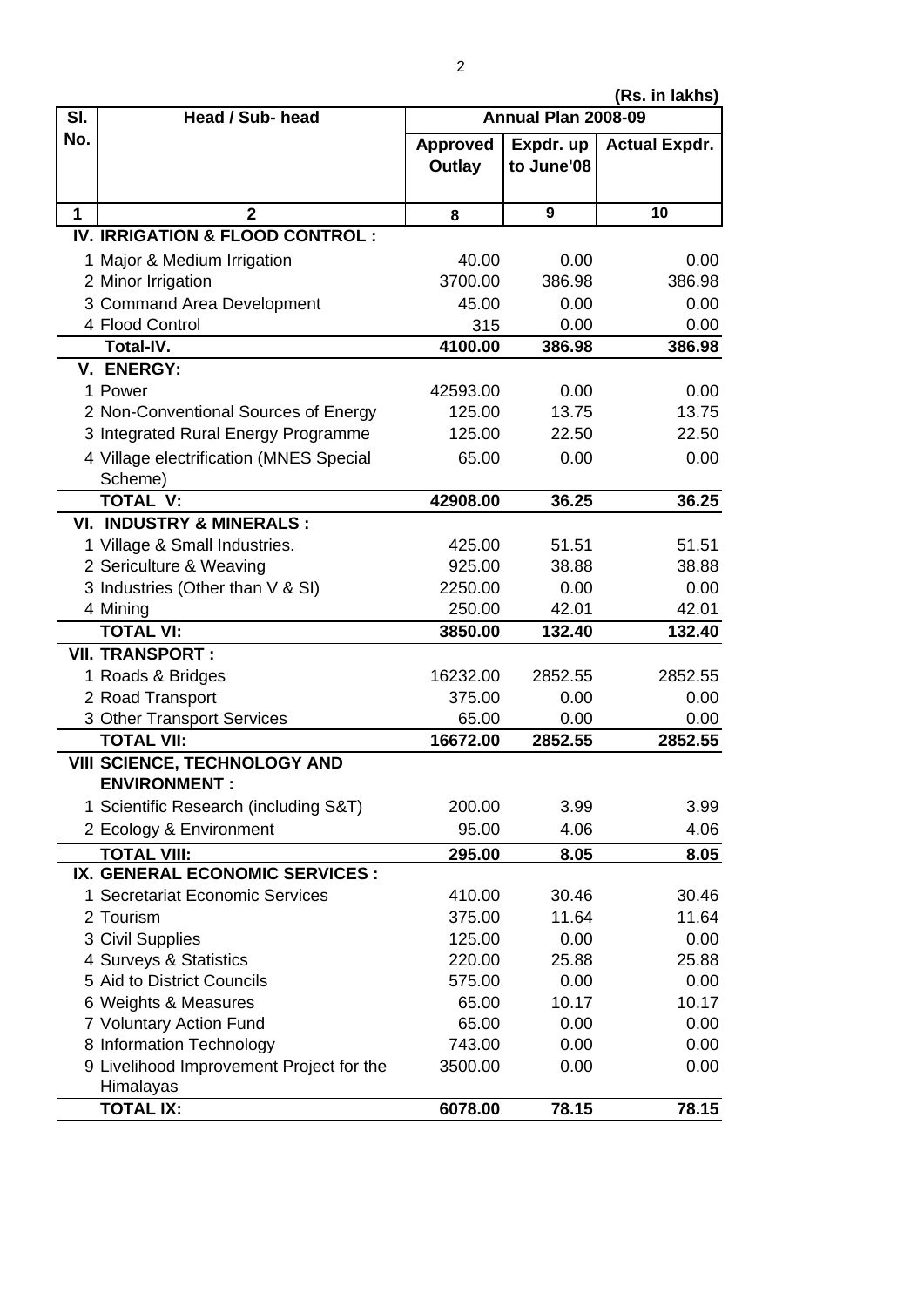(Rs. in lakhs)

| Sl. No. | Head / Sub- head | Annual Plan 2008-09 | | |
|---|---|---|---|---|
| | | Approved Outlay | Expdr. up to June'08 | Actual Expdr. |
| 1 | 2 | 8 | 9 | 10 |
| | **IV. IRRIGATION & FLOOD CONTROL :** | | | |
| 1 | Major & Medium Irrigation | 40.00 | 0.00 | 0.00 |
| 2 | Minor Irrigation | 3700.00 | 386.98 | 386.98 |
| 3 | Command Area Development | 45.00 | 0.00 | 0.00 |
| 4 | Flood Control | 315 | 0.00 | 0.00 |
| | **Total-IV.** | **4100.00** | **386.98** | **386.98** |
| | **V. ENERGY:** | | | |
| 1 | Power | 42593.00 | 0.00 | 0.00 |
| 2 | Non-Conventional Sources of Energy | 125.00 | 13.75 | 13.75 |
| 3 | Integrated Rural Energy Programme | 125.00 | 22.50 | 22.50 |
| 4 | Village electrification (MNES Special Scheme) | 65.00 | 0.00 | 0.00 |
| | **TOTAL V:** | **42908.00** | **36.25** | **36.25** |
| | **VI. INDUSTRY & MINERALS :** | | | |
| 1 | Village & Small Industries. | 425.00 | 51.51 | 51.51 |
| 2 | Sericulture & Weaving | 925.00 | 38.88 | 38.88 |
| 3 | Industries (Other than V & SI) | 2250.00 | 0.00 | 0.00 |
| 4 | Mining | 250.00 | 42.01 | 42.01 |
| | **TOTAL VI:** | **3850.00** | **132.40** | **132.40** |
| | **VII. TRANSPORT :** | | | |
| 1 | Roads & Bridges | 16232.00 | 2852.55 | 2852.55 |
| 2 | Road Transport | 375.00 | 0.00 | 0.00 |
| 3 | Other Transport Services | 65.00 | 0.00 | 0.00 |
| | **TOTAL VII:** | **16672.00** | **2852.55** | **2852.55** |
| | **VIII SCIENCE, TECHNOLOGY AND ENVIRONMENT :** | | | |
| 1 | Scientific Research (including S&T) | 200.00 | 3.99 | 3.99 |
| 2 | Ecology & Environment | 95.00 | 4.06 | 4.06 |
| | **TOTAL VIII:** | **295.00** | **8.05** | **8.05** |
| | **IX. GENERAL ECONOMIC SERVICES :** | | | |
| 1 | Secretariat Economic Services | 410.00 | 30.46 | 30.46 |
| 2 | Tourism | 375.00 | 11.64 | 11.64 |
| 3 | Civil Supplies | 125.00 | 0.00 | 0.00 |
| 4 | Surveys & Statistics | 220.00 | 25.88 | 25.88 |
| 5 | Aid to District Councils | 575.00 | 0.00 | 0.00 |
| 6 | Weights & Measures | 65.00 | 10.17 | 10.17 |
| 7 | Voluntary Action Fund | 65.00 | 0.00 | 0.00 |
| 8 | Information Technology | 743.00 | 0.00 | 0.00 |
| 9 | Livelihood Improvement Project for the Himalayas | 3500.00 | 0.00 | 0.00 |
| | **TOTAL IX:** | **6078.00** | **78.15** | **78.15** |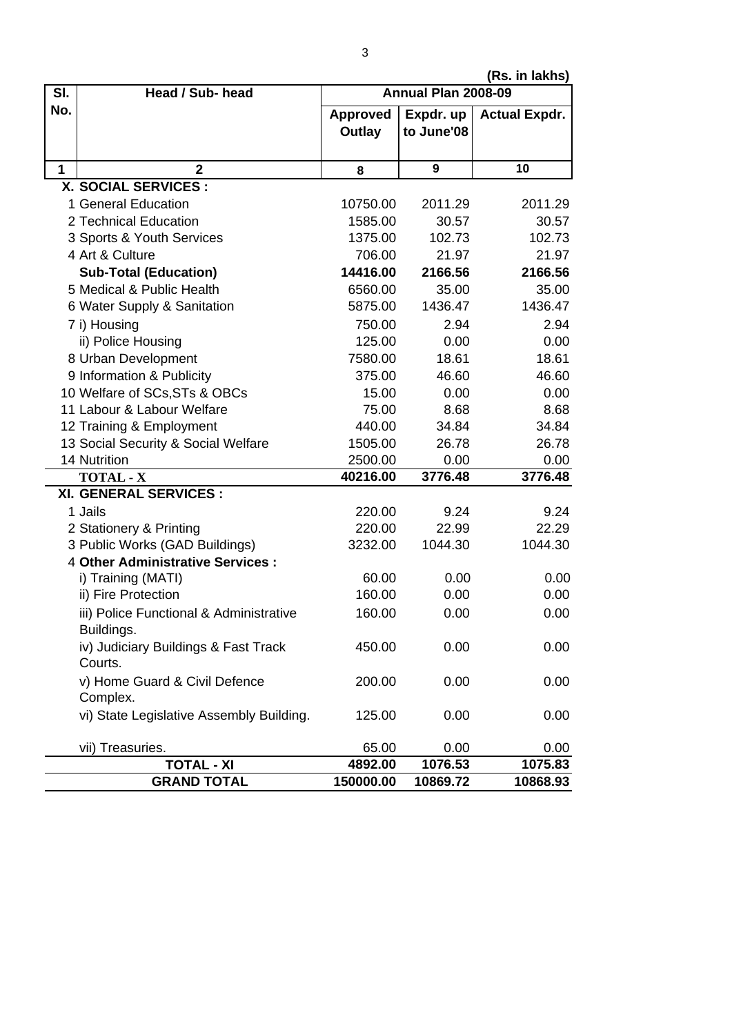(Rs. in lakhs)

| Sl. No. | Head / Sub- head | Annual Plan 2008-09 | | |
|---|---|---|---|---|
| | | Approved Outlay | Expdr. up to June'08 | Actual Expdr. |
| 1 | 2 | 8 | 9 | 10 |
| | **X. SOCIAL SERVICES :** | | | |
| | 1 General Education | 10750.00 | 2011.29 | 2011.29 |
| | 2 Technical Education | 1585.00 | 30.57 | 30.57 |
| | 3 Sports & Youth Services | 1375.00 | 102.73 | 102.73 |
| | 4 Art & Culture | 706.00 | 21.97 | 21.97 |
| | **Sub-Total (Education)** | **14416.00** | **2166.56** | **2166.56** |
| | 5 Medical & Public Health | 6560.00 | 35.00 | 35.00 |
| | 6 Water Supply & Sanitation | 5875.00 | 1436.47 | 1436.47 |
| | 7 i) Housing | 750.00 | 2.94 | 2.94 |
| | ii) Police Housing | 125.00 | 0.00 | 0.00 |
| | 8 Urban Development | 7580.00 | 18.61 | 18.61 |
| | 9 Information & Publicity | 375.00 | 46.60 | 46.60 |
| | 10 Welfare of SCs,STs & OBCs | 15.00 | 0.00 | 0.00 |
| | 11 Labour & Labour Welfare | 75.00 | 8.68 | 8.68 |
| | 12 Training & Employment | 440.00 | 34.84 | 34.84 |
| | 13 Social Security & Social Welfare | 1505.00 | 26.78 | 26.78 |
| | 14 Nutrition | 2500.00 | 0.00 | 0.00 |
| | **TOTAL - X** | **40216.00** | **3776.48** | **3776.48** |
| | **XI. GENERAL SERVICES :** | | | |
| | 1 Jails | 220.00 | 9.24 | 9.24 |
| | 2 Stationery & Printing | 220.00 | 22.99 | 22.29 |
| | 3 Public Works (GAD Buildings) | 3232.00 | 1044.30 | 1044.30 |
| | 4 **Other Administrative Services :** | | | |
| | i) Training (MATI) | 60.00 | 0.00 | 0.00 |
| | ii) Fire Protection | 160.00 | 0.00 | 0.00 |
| | iii) Police Functional & Administrative Buildings. | 160.00 | 0.00 | 0.00 |
| | iv) Judiciary Buildings & Fast Track Courts. | 450.00 | 0.00 | 0.00 |
| | v) Home Guard & Civil Defence Complex. | 200.00 | 0.00 | 0.00 |
| | vi) State Legislative Assembly Building. | 125.00 | 0.00 | 0.00 |
| | vii) Treasuries. | 65.00 | 0.00 | 0.00 |
| | **TOTAL - XI** | **4892.00** | **1076.53** | **1075.83** |
| | **GRAND TOTAL** | **150000.00** | **10869.72** | **10868.93** |